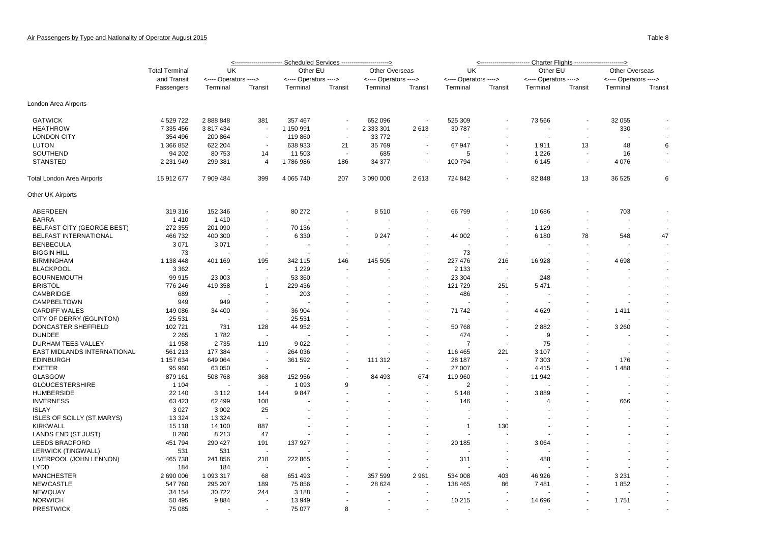## Air Passengers by Type and Nationality of Operator August 2015

Table 8

| | Total Terminal and Transit Passengers | Scheduled Services | | | | | | Charter Flights | | | | | |
|---|---|---|---|---|---|---|---|---|---|---|---|---|---|
| | | UK <---- Operators ----> | | Other EU <---- Operators ----> | | Other Overseas <---- Operators ----> | | UK <---- Operators ----> | | Other EU <---- Operators ----> | | Other Overseas <---- Operators ----> | |
| | | Terminal | Transit | Terminal | Transit | Terminal | Transit | Terminal | Transit | Terminal | Transit | Terminal | Transit |
| **London Area Airports** | | | | | | | | | | | | | |
| GATWICK | 4 529 722 | 2 888 848 | 381 | 357 467 | - | 652 096 | - | 525 309 | - | 73 566 | - | 32 055 | - |
| HEATHROW | 7 335 456 | 3 817 434 | - | 1 150 991 | - | 2 333 301 | 2 613 | 30 787 | - | - | - | 330 | - |
| LONDON CITY | 354 496 | 200 864 | - | 119 860 | - | 33 772 | - | - | - | - | - | - | - |
| LUTON | 1 366 852 | 622 204 | - | 638 933 | 21 | 35 769 | - | 67 947 | - | 1 911 | 13 | 48 | 6 |
| SOUTHEND | 94 202 | 80 753 | 14 | 11 503 | - | 685 | - | 5 | - | 1 226 | - | 16 | - |
| STANSTED | 2 231 949 | 299 381 | 4 | 1 786 986 | 186 | 34 377 | - | 100 794 | - | 6 145 | - | 4 076 | - |
| Total London Area Airports | 15 912 677 | 7 909 484 | 399 | 4 065 740 | 207 | 3 090 000 | 2 613 | 724 842 | - | 82 848 | 13 | 36 525 | 6 |
| **Other UK Airports** | | | | | | | | | | | | | |
| ABERDEEN | 319 316 | 152 346 | - | 80 272 | - | 8 510 | - | 66 799 | - | 10 686 | - | 703 | - |
| BARRA | 1 410 | 1 410 | - | - | - | - | - | - | - | - | - | - | - |
| BELFAST CITY (GEORGE BEST) | 272 355 | 201 090 | - | 70 136 | - | - | - | - | - | 1 129 | - | - | - |
| BELFAST INTERNATIONAL | 466 732 | 400 300 | - | 6 330 | - | 9 247 | - | 44 002 | - | 6 180 | 78 | 548 | 47 |
| BENBECULA | 3 071 | 3 071 | - | - | - | - | - | - | - | - | - | - | - |
| BIGGIN HILL | 73 | - | - | - | - | - | - | 73 | - | - | - | - | - |
| BIRMINGHAM | 1 138 448 | 401 169 | 195 | 342 115 | 146 | 145 505 | - | 227 476 | 216 | 16 928 | - | 4 698 | - |
| BLACKPOOL | 3 362 | - | - | 1 229 | - | - | - | 2 133 | - | - | - | - | - |
| BOURNEMOUTH | 99 915 | 23 003 | - | 53 360 | - | - | - | 23 304 | - | 248 | - | - | - |
| BRISTOL | 776 246 | 419 358 | 1 | 229 436 | - | - | - | 121 729 | 251 | 5 471 | - | - | - |
| CAMBRIDGE | 689 | - | - | 203 | - | - | - | 486 | - | - | - | - | - |
| CAMPBELTOWN | 949 | 949 | - | - | - | - | - | - | - | - | - | - | - |
| CARDIFF WALES | 149 086 | 34 400 | - | 36 904 | - | - | - | 71 742 | - | 4 629 | - | 1 411 | - |
| CITY OF DERRY (EGLINTON) | 25 531 | - | - | 25 531 | - | - | - | - | - | - | - | - | - |
| DONCASTER SHEFFIELD | 102 721 | 731 | 128 | 44 952 | - | - | - | 50 768 | - | 2 882 | - | 3 260 | - |
| DUNDEE | 2 265 | 1 782 | - | - | - | - | - | 474 | - | 9 | - | - | - |
| DURHAM TEES VALLEY | 11 958 | 2 735 | 119 | 9 022 | - | - | - | 7 | - | 75 | - | - | - |
| EAST MIDLANDS INTERNATIONAL | 561 213 | 177 384 | - | 264 036 | - | - | - | 116 465 | 221 | 3 107 | - | - | - |
| EDINBURGH | 1 157 634 | 649 064 | - | 361 592 | - | 111 312 | - | 28 187 | - | 7 303 | - | 176 | - |
| EXETER | 95 960 | 63 050 | - | - | - | - | - | 27 007 | - | 4 415 | - | 1 488 | - |
| GLASGOW | 879 161 | 508 768 | 368 | 152 956 | - | 84 493 | 674 | 119 960 | - | 11 942 | - | - | - |
| GLOUCESTERSHIRE | 1 104 | - | - | 1 093 | 9 | - | - | 2 | - | - | - | - | - |
| HUMBERSIDE | 22 140 | 3 112 | 144 | 9 847 | - | - | - | 5 148 | - | 3 889 | - | - | - |
| INVERNESS | 63 423 | 62 499 | 108 | - | - | - | - | 146 | - | 4 | - | 666 | - |
| ISLAY | 3 027 | 3 002 | 25 | - | - | - | - | - | - | - | - | - | - |
| ISLES OF SCILLY (ST.MARYS) | 13 324 | 13 324 | - | - | - | - | - | - | - | - | - | - | - |
| KIRKWALL | 15 118 | 14 100 | 887 | - | - | - | - | 1 | 130 | - | - | - | - |
| LANDS END (ST JUST) | 8 260 | 8 213 | 47 | - | - | - | - | - | - | - | - | - | - |
| LEEDS BRADFORD | 451 794 | 290 427 | 191 | 137 927 | - | - | - | 20 185 | - | 3 064 | - | - | - |
| LERWICK (TINGWALL) | 531 | 531 | - | - | - | - | - | - | - | - | - | - | - |
| LIVERPOOL (JOHN LENNON) | 465 738 | 241 856 | 218 | 222 865 | - | - | - | 311 | - | 488 | - | - | - |
| LYDD | 184 | 184 | - | - | - | - | - | - | - | - | - | - | - |
| MANCHESTER | 2 690 006 | 1 093 317 | 68 | 651 493 | - | 357 599 | 2 961 | 534 008 | 403 | 46 926 | - | 3 231 | - |
| NEWCASTLE | 547 760 | 295 207 | 189 | 75 856 | - | 28 624 | - | 138 465 | 86 | 7 481 | - | 1 852 | - |
| NEWQUAY | 34 154 | 30 722 | 244 | 3 188 | - | - | - | - | - | - | - | - | - |
| NORWICH | 50 495 | 9 884 | - | 13 949 | - | - | - | 10 215 | - | 14 696 | - | 1 751 | - |
| PRESTWICK | 75 085 | - | - | 75 077 | 8 | - | - | - | - | - | - | - | - |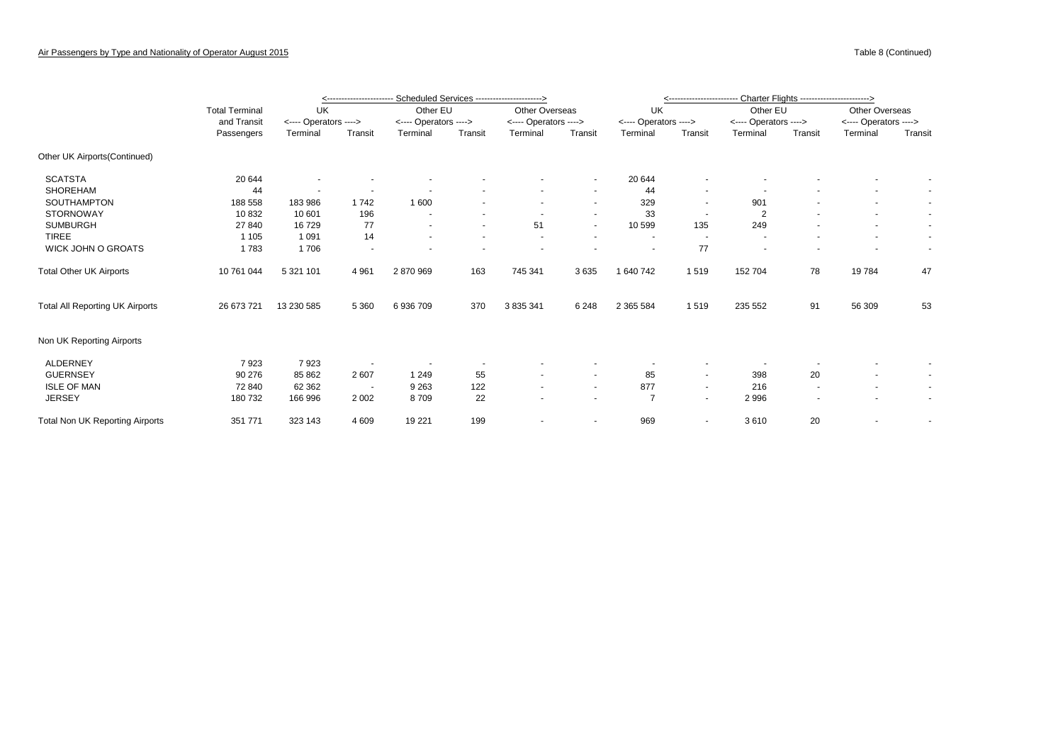Air Passengers by Type and Nationality of Operator August 2015

Table 8 (Continued)

| | Total Terminal and Transit Passengers | Scheduled Services | | | | | | Charter Flights | | | | | |
|---|---|---|---|---|---|---|---|---|---|---|---|---|---|
| | | UK <---- Operators ----> | | Other EU <---- Operators ----> | | Other Overseas <---- Operators ----> | | UK <---- Operators ----> | | Other EU <---- Operators ----> | | Other Overseas <---- Operators ----> | |
| | | Terminal | Transit | Terminal | Transit | Terminal | Transit | Terminal | Transit | Terminal | Transit | Terminal | Transit |
| **Other UK Airports(Continued)** | | | | | | | | | | | | | |
| SCATSTA | 20 644 | - | - | - | - | - | - | 20 644 | - | - | - | - | - |
| SHOREHAM | 44 | - | - | - | - | - | - | 44 | - | - | - | - | - |
| SOUTHAMPTON | 188 558 | 183 986 | 1 742 | 1 600 | - | - | - | 329 | - | 901 | - | - | - |
| STORNOWAY | 10 832 | 10 601 | 196 | - | - | - | - | 33 | - | 2 | - | - | - |
| SUMBURGH | 27 840 | 16 729 | 77 | - | - | 51 | - | 10 599 | 135 | 249 | - | - | - |
| TIREE | 1 105 | 1 091 | 14 | - | - | - | - | - | - | - | - | - | - |
| WICK JOHN O GROATS | 1 783 | 1 706 | - | - | - | - | - | - | 77 | - | - | - | - |
| Total Other UK Airports | 10 761 044 | 5 321 101 | 4 961 | 2 870 969 | 163 | 745 341 | 3 635 | 1 640 742 | 1 519 | 152 704 | 78 | 19 784 | 47 |
| Total All Reporting UK Airports | 26 673 721 | 13 230 585 | 5 360 | 6 936 709 | 370 | 3 835 341 | 6 248 | 2 365 584 | 1 519 | 235 552 | 91 | 56 309 | 53 |
| **Non UK Reporting Airports** | | | | | | | | | | | | | |
| ALDERNEY | 7 923 | 7 923 | - | - | - | - | - | - | - | - | - | - | - |
| GUERNSEY | 90 276 | 85 862 | 2 607 | 1 249 | 55 | - | - | 85 | - | 398 | 20 | - | - |
| ISLE OF MAN | 72 840 | 62 362 | - | 9 263 | 122 | - | - | 877 | - | 216 | - | - | - |
| JERSEY | 180 732 | 166 996 | 2 002 | 8 709 | 22 | - | - | 7 | - | 2 996 | - | - | - |
| Total Non UK Reporting Airports | 351 771 | 323 143 | 4 609 | 19 221 | 199 | - | - | 969 | - | 3 610 | 20 | - | - |